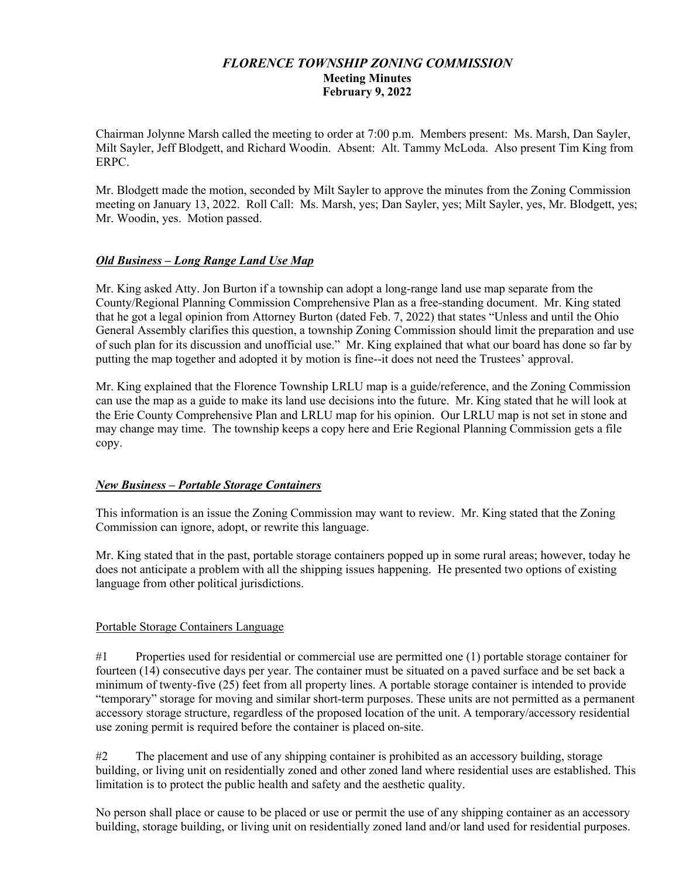# *FLORENCE TOWNSHIP ZONING COMMISSION*

**Meeting Minutes**
**February 9, 2022**

Chairman Jolynne Marsh called the meeting to order at 7:00 p.m. Members present: Ms. Marsh, Dan Sayler, Milt Sayler, Jeff Blodgett, and Richard Woodin. Absent: Alt. Tammy McLoda. Also present Tim King from ERPC.

Mr. Blodgett made the motion, seconded by Milt Sayler to approve the minutes from the Zoning Commission meeting on January 13, 2022. Roll Call: Ms. Marsh, yes; Dan Sayler, yes; Milt Sayler, yes, Mr. Blodgett, yes; Mr. Woodin, yes. Motion passed.

## ***Old Business – Long Range Land Use Map***

Mr. King asked Atty. Jon Burton if a township can adopt a long-range land use map separate from the County/Regional Planning Commission Comprehensive Plan as a free-standing document. Mr. King stated that he got a legal opinion from Attorney Burton (dated Feb. 7, 2022) that states "Unless and until the Ohio General Assembly clarifies this question, a township Zoning Commission should limit the preparation and use of such plan for its discussion and unofficial use." Mr. King explained that what our board has done so far by putting the map together and adopted it by motion is fine--it does not need the Trustees' approval.

Mr. King explained that the Florence Township LRLU map is a guide/reference, and the Zoning Commission can use the map as a guide to make its land use decisions into the future. Mr. King stated that he will look at the Erie County Comprehensive Plan and LRLU map for his opinion. Our LRLU map is not set in stone and may change may time. The township keeps a copy here and Erie Regional Planning Commission gets a file copy.

## ***New Business – Portable Storage Containers***

This information is an issue the Zoning Commission may want to review. Mr. King stated that the Zoning Commission can ignore, adopt, or rewrite this language.

Mr. King stated that in the past, portable storage containers popped up in some rural areas; however, today he does not anticipate a problem with all the shipping issues happening. He presented two options of existing language from other political jurisdictions.

### Portable Storage Containers Language

#1 Properties used for residential or commercial use are permitted one (1) portable storage container for fourteen (14) consecutive days per year. The container must be situated on a paved surface and be set back a minimum of twenty-five (25) feet from all property lines. A portable storage container is intended to provide "temporary" storage for moving and similar short-term purposes. These units are not permitted as a permanent accessory storage structure, regardless of the proposed location of the unit. A temporary/accessory residential use zoning permit is required before the container is placed on-site.

#2 The placement and use of any shipping container is prohibited as an accessory building, storage building, or living unit on residentially zoned and other zoned land where residential uses are established. This limitation is to protect the public health and safety and the aesthetic quality.

No person shall place or cause to be placed or use or permit the use of any shipping container as an accessory building, storage building, or living unit on residentially zoned land and/or land used for residential purposes.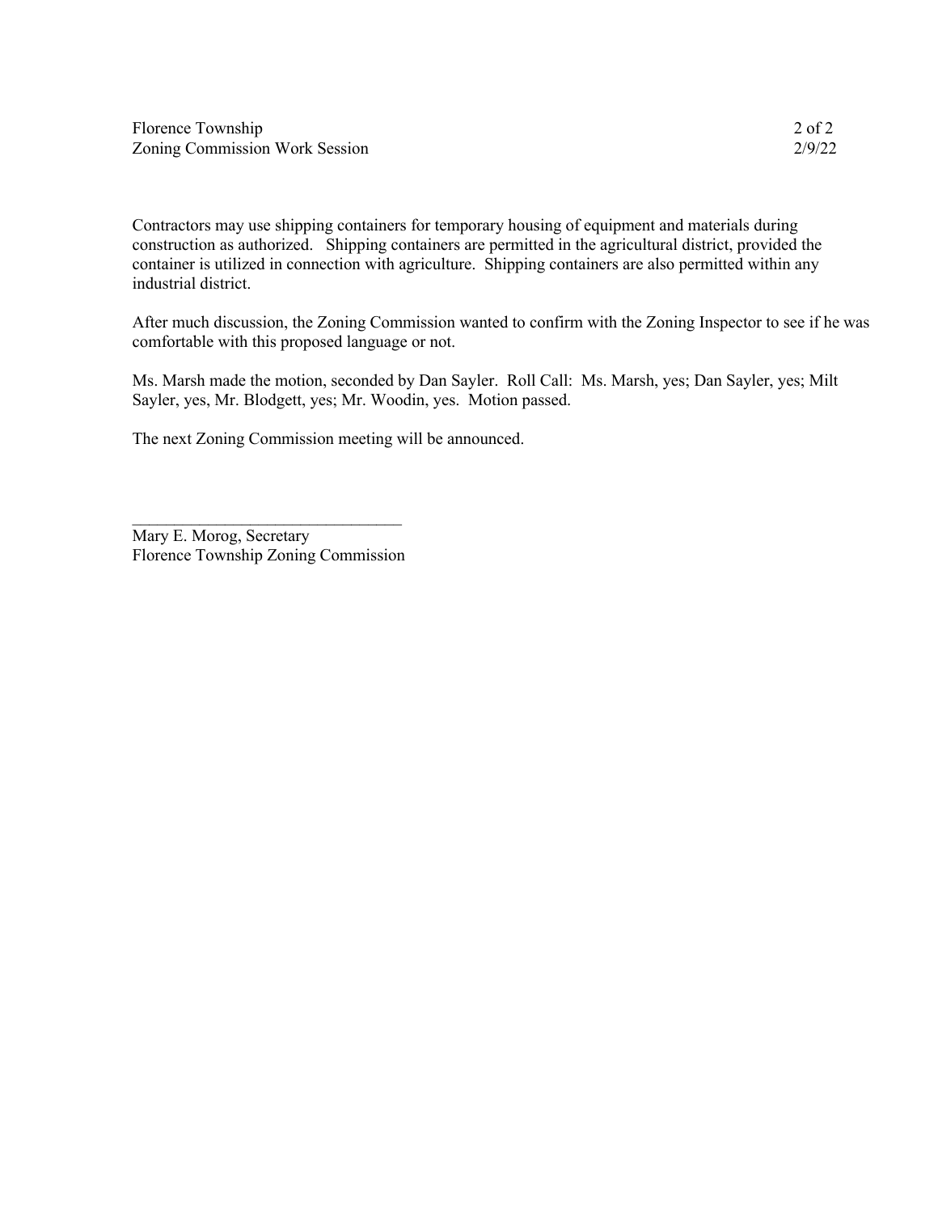Contractors may use shipping containers for temporary housing of equipment and materials during construction as authorized. Shipping containers are permitted in the agricultural district, provided the container is utilized in connection with agriculture. Shipping containers are also permitted within any industrial district.

After much discussion, the Zoning Commission wanted to confirm with the Zoning Inspector to see if he was comfortable with this proposed language or not.

Ms. Marsh made the motion, seconded by Dan Sayler. Roll Call: Ms. Marsh, yes; Dan Sayler, yes; Milt Sayler, yes, Mr. Blodgett, yes; Mr. Woodin, yes. Motion passed.

The next Zoning Commission meeting will be announced.

\_\_\_\_\_\_\_\_\_\_\_\_\_\_\_\_\_\_\_\_\_\_\_\_\_\_\_\_\_\_\_\_

Mary E. Morog, Secretary
Florence Township Zoning Commission